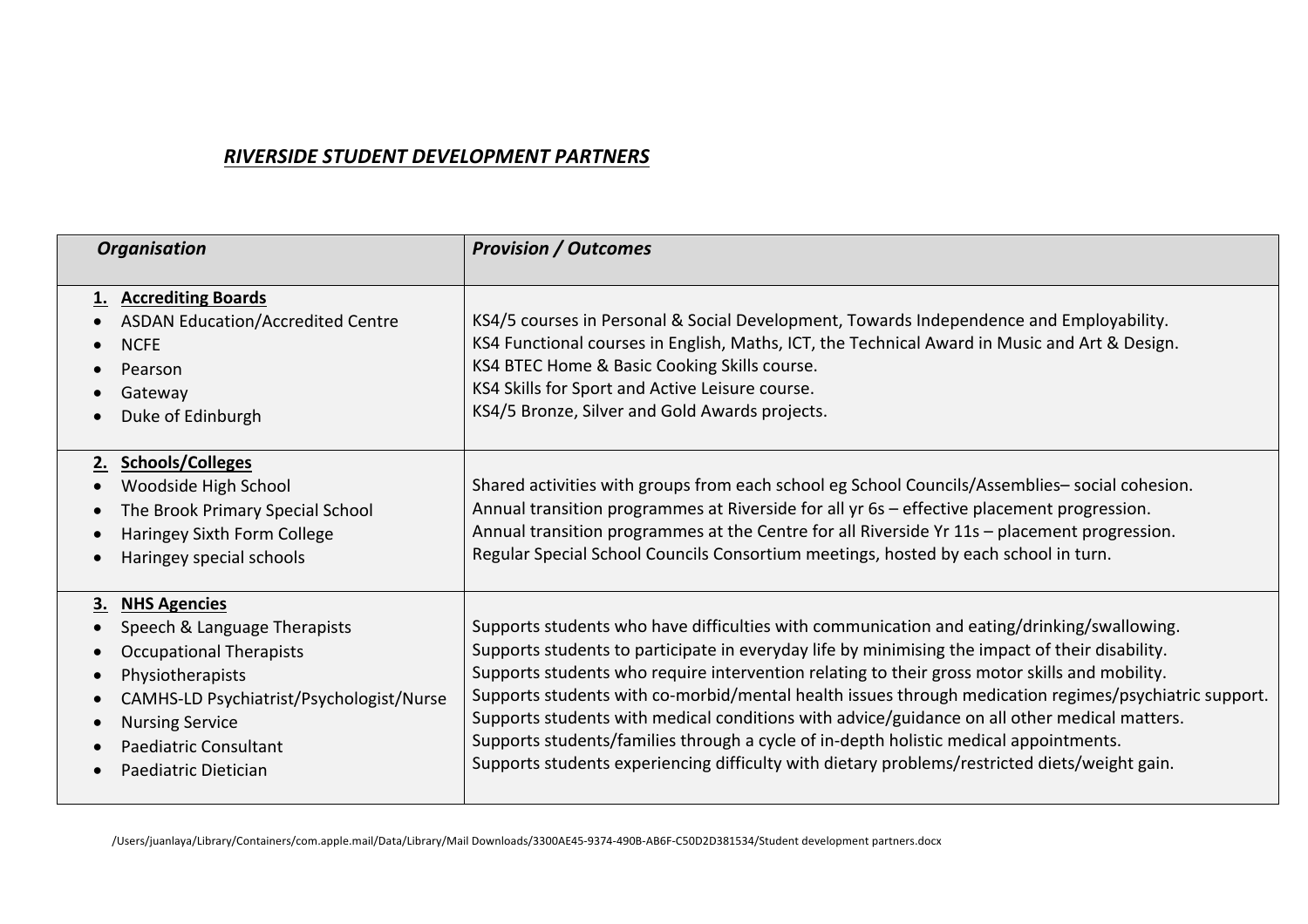# *RIVERSIDE STUDENT DEVELOPMENT PARTNERS*

| *Organisation* | *Provision / Outcomes* |
|---|---|
| **1. Accrediting Boards**<br>• ASDAN Education/Accredited Centre<br>• NCFE<br>• Pearson<br>• Gateway<br>• Duke of Edinburgh | KS4/5 courses in Personal & Social Development, Towards Independence and Employability.<br>KS4 Functional courses in English, Maths, ICT, the Technical Award in Music and Art & Design.<br>KS4 BTEC Home & Basic Cooking Skills course.<br>KS4 Skills for Sport and Active Leisure course.<br>KS4/5 Bronze, Silver and Gold Awards projects. |
| **2. Schools/Colleges**<br>• Woodside High School<br>• The Brook Primary Special School<br>• Haringey Sixth Form College<br>• Haringey special schools | Shared activities with groups from each school eg School Councils/Assemblies– social cohesion.<br>Annual transition programmes at Riverside for all yr 6s – effective placement progression.<br>Annual transition programmes at the Centre for all Riverside Yr 11s – placement progression.<br>Regular Special School Councils Consortium meetings, hosted by each school in turn. |
| **3. NHS Agencies**<br>• Speech & Language Therapists<br>• Occupational Therapists<br>• Physiotherapists<br>• CAMHS-LD Psychiatrist/Psychologist/Nurse<br>• Nursing Service<br>• Paediatric Consultant<br>• Paediatric Dietician | Supports students who have difficulties with communication and eating/drinking/swallowing.<br>Supports students to participate in everyday life by minimising the impact of their disability.<br>Supports students who require intervention relating to their gross motor skills and mobility.<br>Supports students with co-morbid/mental health issues through medication regimes/psychiatric support.<br>Supports students with medical conditions with advice/guidance on all other medical matters.<br>Supports students/families through a cycle of in-depth holistic medical appointments.<br>Supports students experiencing difficulty with dietary problems/restricted diets/weight gain. |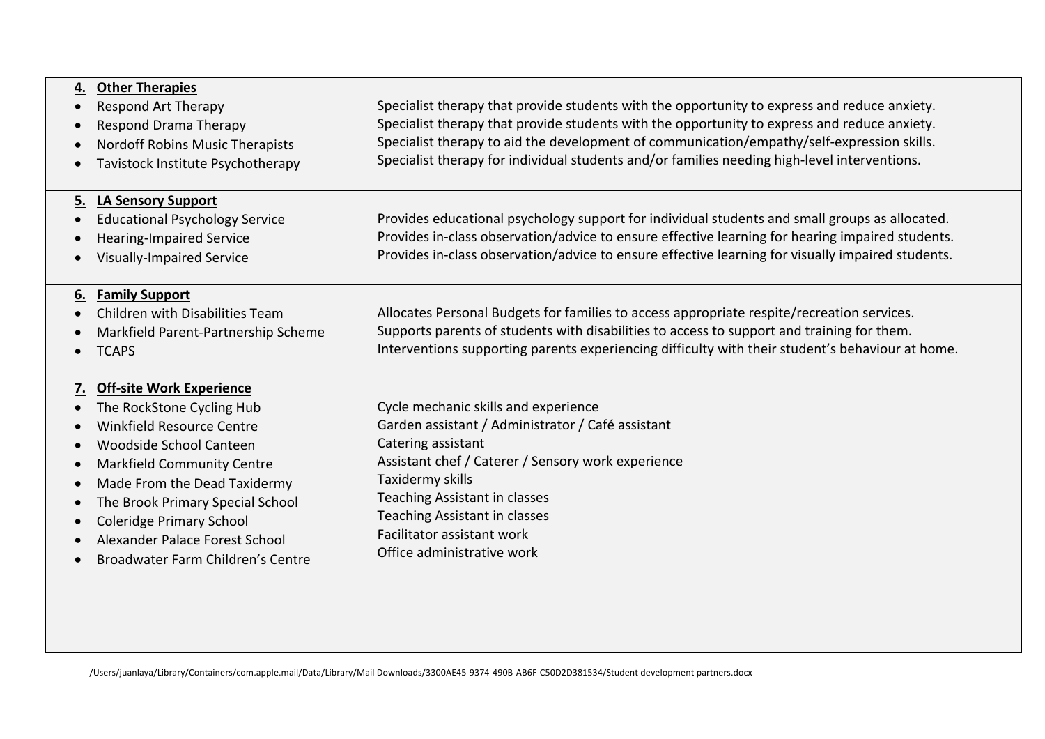| | |
|---|---|
| **4. Other Therapies**<br>• Respond Art Therapy<br>• Respond Drama Therapy<br>• Nordoff Robins Music Therapists<br>• Tavistock Institute Psychotherapy | Specialist therapy that provide students with the opportunity to express and reduce anxiety.<br>Specialist therapy that provide students with the opportunity to express and reduce anxiety.<br>Specialist therapy to aid the development of communication/empathy/self-expression skills.<br>Specialist therapy for individual students and/or families needing high-level interventions. |
| **5. LA Sensory Support**<br>• Educational Psychology Service<br>• Hearing-Impaired Service<br>• Visually-Impaired Service | Provides educational psychology support for individual students and small groups as allocated.<br>Provides in-class observation/advice to ensure effective learning for hearing impaired students.<br>Provides in-class observation/advice to ensure effective learning for visually impaired students. |
| **6. Family Support**<br>• Children with Disabilities Team<br>• Markfield Parent-Partnership Scheme<br>• TCAPS | Allocates Personal Budgets for families to access appropriate respite/recreation services.<br>Supports parents of students with disabilities to access to support and training for them.<br>Interventions supporting parents experiencing difficulty with their student's behaviour at home. |
| **7. Off-site Work Experience**<br>• The RockStone Cycling Hub<br>• Winkfield Resource Centre<br>• Woodside School Canteen<br>• Markfield Community Centre<br>• Made From the Dead Taxidermy<br>• The Brook Primary Special School<br>• Coleridge Primary School<br>• Alexander Palace Forest School<br>• Broadwater Farm Children's Centre | Cycle mechanic skills and experience<br>Garden assistant / Administrator / Café assistant<br>Catering assistant<br>Assistant chef / Caterer / Sensory work experience<br>Taxidermy skills<br>Teaching Assistant in classes<br>Teaching Assistant in classes<br>Facilitator assistant work<br>Office administrative work |

/Users/juanlaya/Library/Containers/com.apple.mail/Data/Library/Mail Downloads/3300AE45-9374-490B-AB6F-C50D2D381534/Student development partners.docx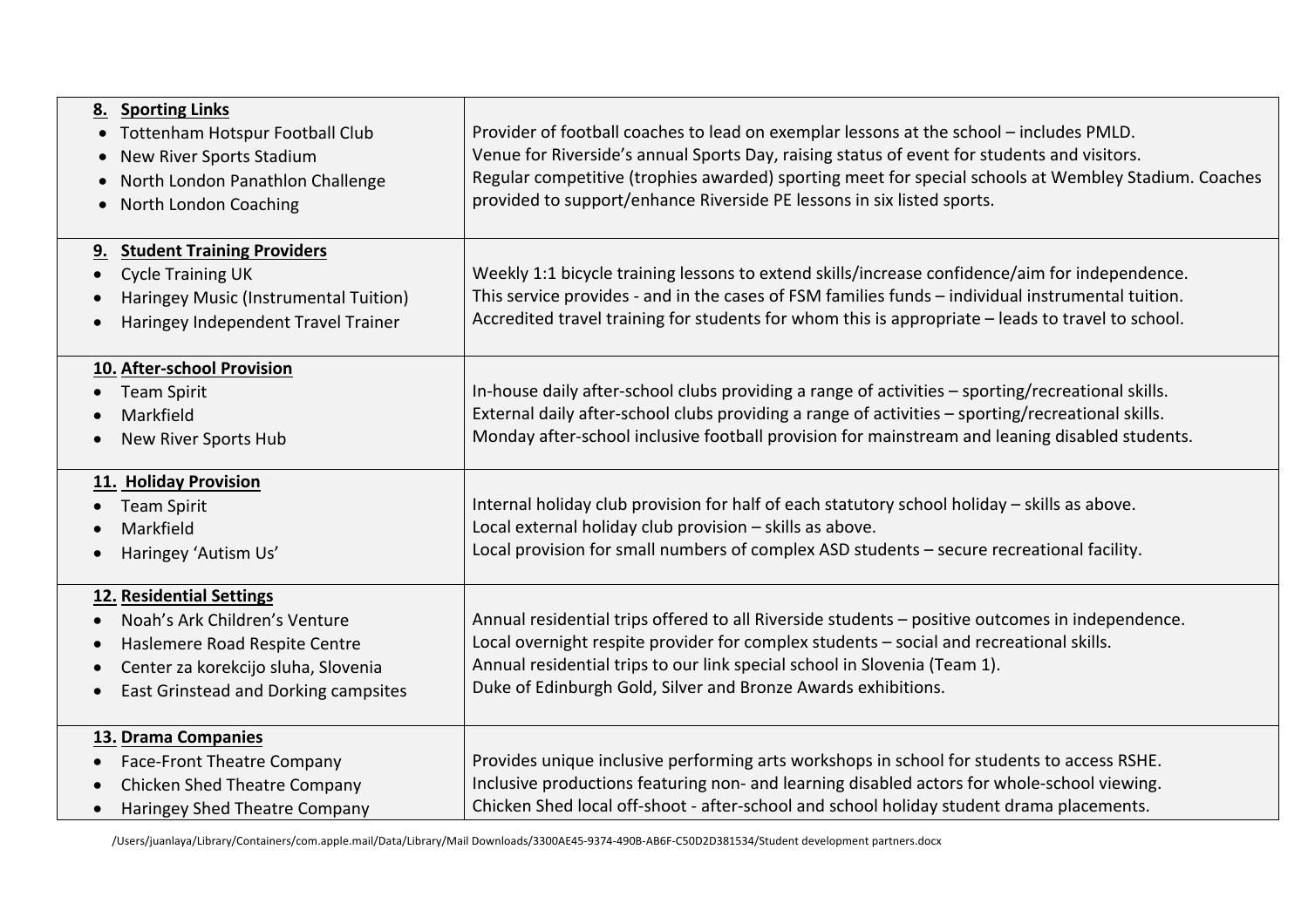| | |
|---|---|
| **8. Sporting Links**<br>• Tottenham Hotspur Football Club<br>• New River Sports Stadium<br>• North London Panathlon Challenge<br>• North London Coaching | Provider of football coaches to lead on exemplar lessons at the school – includes PMLD.<br>Venue for Riverside's annual Sports Day, raising status of event for students and visitors.<br>Regular competitive (trophies awarded) sporting meet for special schools at Wembley Stadium. Coaches provided to support/enhance Riverside PE lessons in six listed sports. |
| **9. Student Training Providers**<br>• Cycle Training UK<br>• Haringey Music (Instrumental Tuition)<br>• Haringey Independent Travel Trainer | Weekly 1:1 bicycle training lessons to extend skills/increase confidence/aim for independence.<br>This service provides - and in the cases of FSM families funds – individual instrumental tuition.<br>Accredited travel training for students for whom this is appropriate – leads to travel to school. |
| **10. After-school Provision**<br>• Team Spirit<br>• Markfield<br>• New River Sports Hub | In-house daily after-school clubs providing a range of activities – sporting/recreational skills.<br>External daily after-school clubs providing a range of activities – sporting/recreational skills.<br>Monday after-school inclusive football provision for mainstream and leaning disabled students. |
| **11. Holiday Provision**<br>• Team Spirit<br>• Markfield<br>• Haringey 'Autism Us' | Internal holiday club provision for half of each statutory school holiday – skills as above.<br>Local external holiday club provision – skills as above.<br>Local provision for small numbers of complex ASD students – secure recreational facility. |
| **12. Residential Settings**<br>• Noah's Ark Children's Venture<br>• Haslemere Road Respite Centre<br>• Center za korekcijo sluha, Slovenia<br>• East Grinstead and Dorking campsites | Annual residential trips offered to all Riverside students – positive outcomes in independence.<br>Local overnight respite provider for complex students – social and recreational skills.<br>Annual residential trips to our link special school in Slovenia (Team 1).<br>Duke of Edinburgh Gold, Silver and Bronze Awards exhibitions. |
| **13. Drama Companies**<br>• Face-Front Theatre Company<br>• Chicken Shed Theatre Company<br>• Haringey Shed Theatre Company | Provides unique inclusive performing arts workshops in school for students to access RSHE.<br>Inclusive productions featuring non- and learning disabled actors for whole-school viewing.<br>Chicken Shed local off-shoot - after-school and school holiday student drama placements. |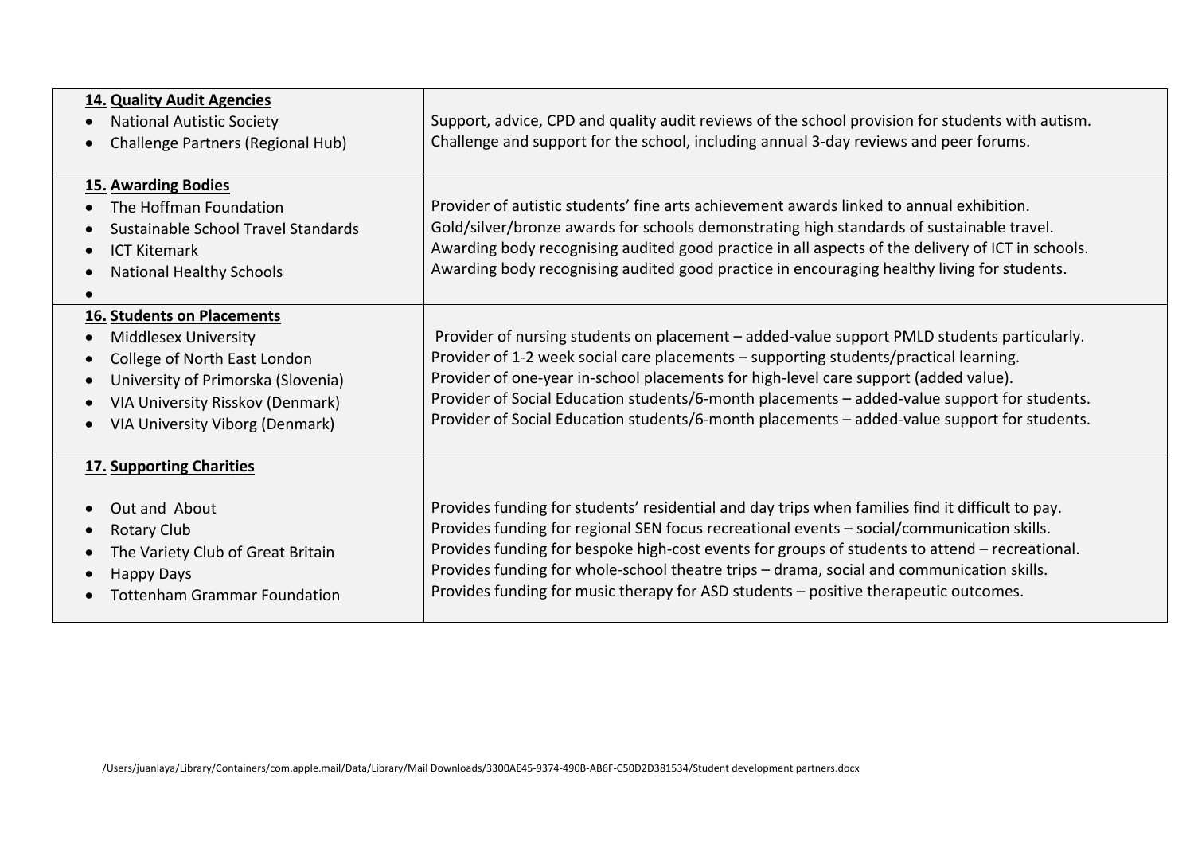| | |
|---|---|
| **14. Quality Audit Agencies**<br>• National Autistic Society<br>• Challenge Partners (Regional Hub) | Support, advice, CPD and quality audit reviews of the school provision for students with autism.<br>Challenge and support for the school, including annual 3-day reviews and peer forums. |
| **15. Awarding Bodies**<br>• The Hoffman Foundation<br>• Sustainable School Travel Standards<br>• ICT Kitemark<br>• National Healthy Schools<br>• | Provider of autistic students' fine arts achievement awards linked to annual exhibition.<br>Gold/silver/bronze awards for schools demonstrating high standards of sustainable travel.<br>Awarding body recognising audited good practice in all aspects of the delivery of ICT in schools.<br>Awarding body recognising audited good practice in encouraging healthy living for students. |
| **16. Students on Placements**<br>• Middlesex University<br>• College of North East London<br>• University of Primorska (Slovenia)<br>• VIA University Risskov (Denmark)<br>• VIA University Viborg (Denmark) | Provider of nursing students on placement – added-value support PMLD students particularly.<br>Provider of 1-2 week social care placements – supporting students/practical learning.<br>Provider of one-year in-school placements for high-level care support (added value).<br>Provider of Social Education students/6-month placements – added-value support for students.<br>Provider of Social Education students/6-month placements – added-value support for students. |
| **17. Supporting Charities**<br>• Out and About<br>• Rotary Club<br>• The Variety Club of Great Britain<br>• Happy Days<br>• Tottenham Grammar Foundation | Provides funding for students' residential and day trips when families find it difficult to pay.<br>Provides funding for regional SEN focus recreational events – social/communication skills.<br>Provides funding for bespoke high-cost events for groups of students to attend – recreational.<br>Provides funding for whole-school theatre trips – drama, social and communication skills.<br>Provides funding for music therapy for ASD students – positive therapeutic outcomes. |

/Users/juanlaya/Library/Containers/com.apple.mail/Data/Library/Mail Downloads/3300AE45-9374-490B-AB6F-C50D2D381534/Student development partners.docx